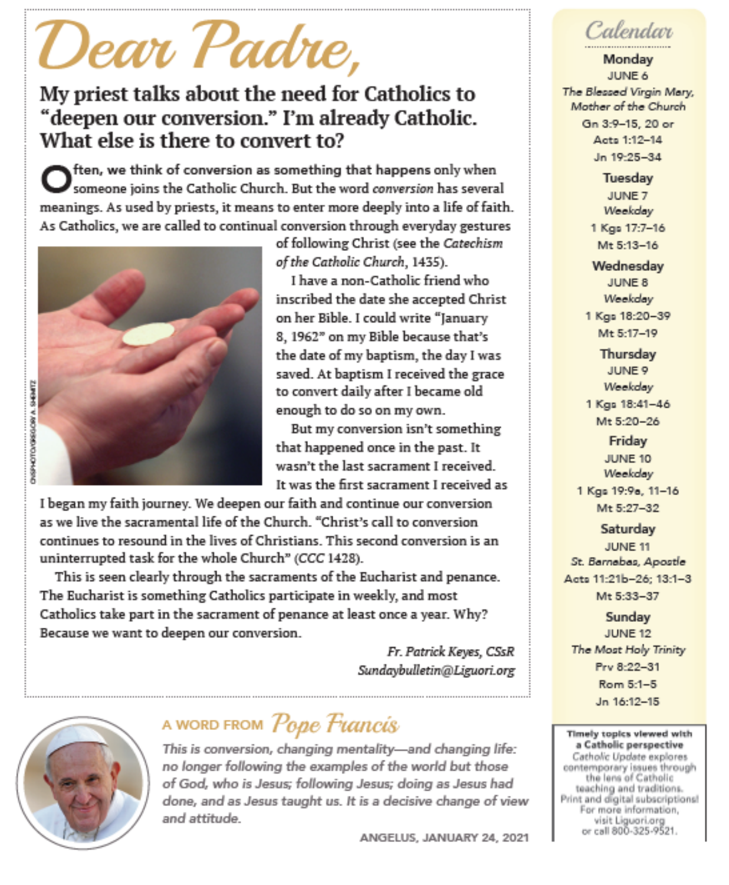# Dear Padre,

## My priest talks about the need for Catholics to "deepen our conversion." I'm already Catholic. What else is there to convert to?

Often, we think of conversion as something that happens only when someone joins the Catholic Church. But the word *conversion* has several meanings. As used by priests, it means to enter more deeply into a life of faith. As Catholics, we are called to continual conversion through everyday gestures of following Christ (see the *Catechism of the Catholic Church*, 1435).

I have a non-Catholic friend who inscribed the date she accepted Christ on her Bible. I could write "January 8, 1962" on my Bible because that's the date of my baptism, the day I was saved. At baptism I received the grace to convert daily after I became old enough to do so on my own.

But my conversion isn't something that happened once in the past. It wasn't the last sacrament I received. It was the first sacrament I received as I began my faith journey. We deepen our faith and continue our conversion as we live the sacramental life of the Church. "Christ's call to conversion continues to resound in the lives of Christians. This second conversion is an uninterrupted task for the whole Church" (*CCC* 1428).

This is seen clearly through the sacraments of the Eucharist and penance. The Eucharist is something Catholics participate in weekly, and most Catholics take part in the sacrament of penance at least once a year. Why? Because we want to deepen our conversion.

*Fr. Patrick Keyes, CSsR*
*Sundaybulletin@Liguori.org*

CNSPHOTO/GREGORY A. SHEMITZ

## Calendar

**Monday**
JUNE 6
*The Blessed Virgin Mary, Mother of the Church*
Gn 3:9–15, 20 or
Acts 1:12–14
Jn 19:25–34

**Tuesday**
JUNE 7
*Weekday*
1 Kgs 17:7–16
Mt 5:13–16

**Wednesday**
JUNE 8
*Weekday*
1 Kgs 18:20–39
Mt 5:17–19

**Thursday**
JUNE 9
*Weekday*
1 Kgs 18:41–46
Mt 5:20–26

**Friday**
JUNE 10
*Weekday*
1 Kgs 19:9a, 11–16
Mt 5:27–32

**Saturday**
JUNE 11
*St. Barnabas, Apostle*
Acts 11:21b–26; 13:1–3
Mt 5:33–37

**Sunday**
JUNE 12
*The Most Holy Trinity*
Prv 8:22–31
Rom 5:1–5
Jn 16:12–15

## A WORD FROM *Pope Francis*

*This is conversion, changing mentality—and changing life: no longer following the examples of the world but those of God, who is Jesus; following Jesus; doing as Jesus had done, and as Jesus taught us. It is a decisive change of view and attitude.*

ANGELUS, JANUARY 24, 2021

**Timely topics viewed with a Catholic perspective**
*Catholic Update* explores contemporary issues through the lens of Catholic teaching and traditions. Print and digital subscriptions! For more information, visit Liguori.org or call 800-325-9521.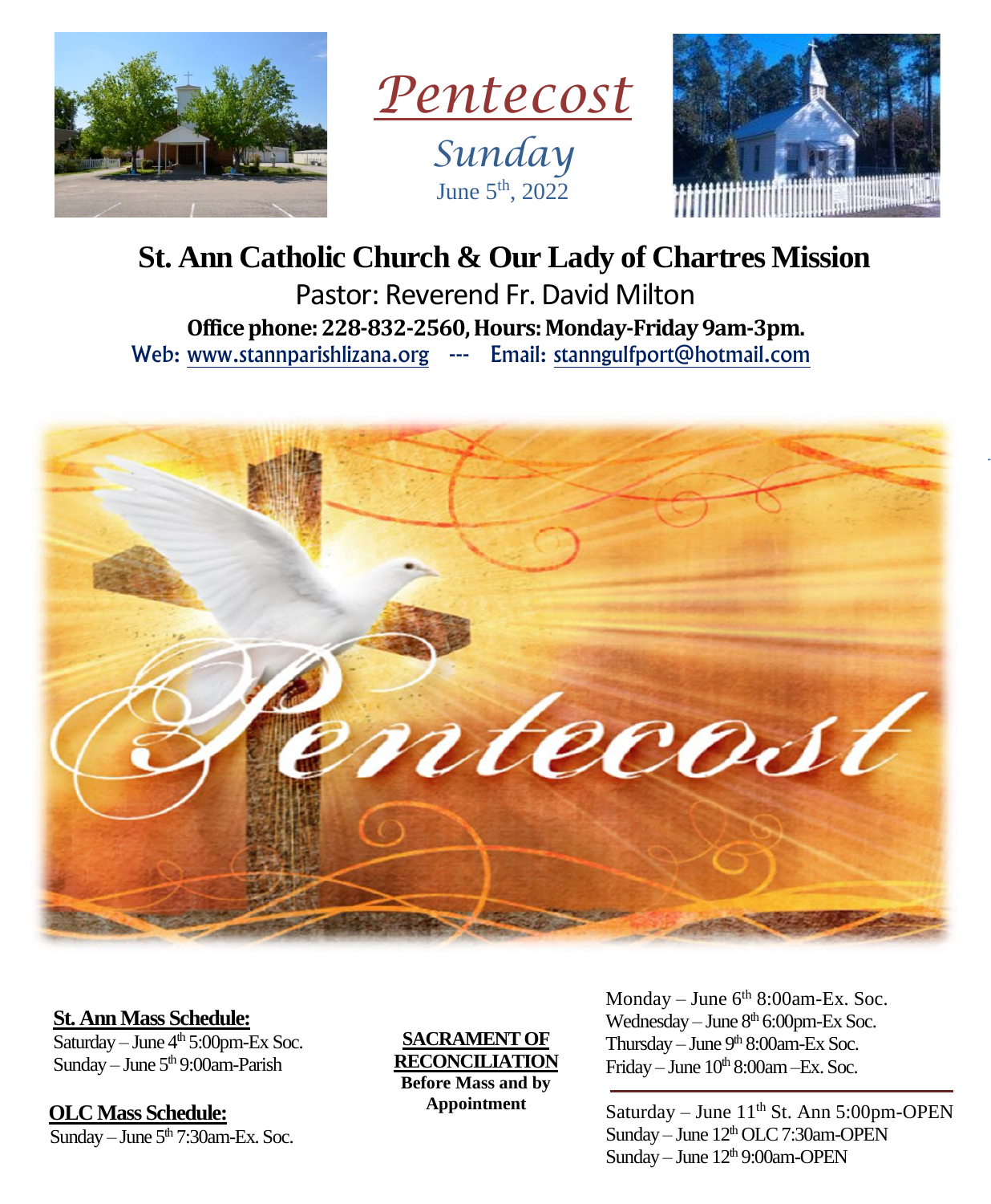# Pentecost

## Sunday

June 5th, 2022

# St. Ann Catholic Church & Our Lady of Chartres Mission

Pastor: Reverend Fr. David Milton

**Office phone: 228-832-2560, Hours: Monday-Friday 9am-3pm.**

Web: www.stannparishlizana.org --- Email: stanngulfport@hotmail.com

**St. Ann Mass Schedule:**

Saturday – June 4th 5:00pm-Ex Soc.

Sunday – June 5th 9:00am-Parish

**OLC Mass Schedule:**

Sunday – June 5th 7:30am-Ex. Soc.

**SACRAMENT OF RECONCILIATION**

**Before Mass and by Appointment**

Monday – June 6th 8:00am-Ex. Soc.

Wednesday – June 8th 6:00pm-Ex Soc.

Thursday – June 9th 8:00am-Ex Soc.

Friday – June 10th 8:00am –Ex. Soc.

---

Saturday – June 11th St. Ann 5:00pm-OPEN

Sunday – June 12th OLC 7:30am-OPEN

Sunday – June 12th 9:00am-OPEN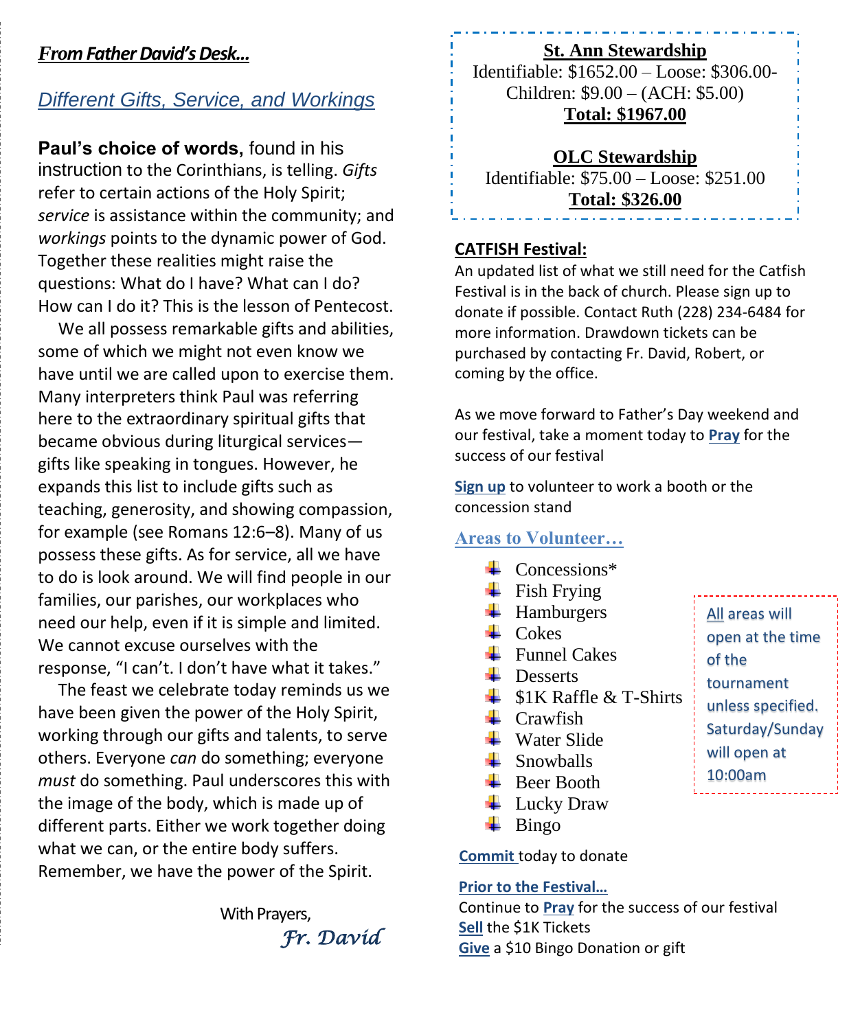***From Father David's Desk…***

## *Different Gifts, Service, and Workings*

**Paul's choice of words,** found in his instruction to the Corinthians, is telling. *Gifts* refer to certain actions of the Holy Spirit; *service* is assistance within the community; and *workings* points to the dynamic power of God. Together these realities might raise the questions: What do I have? What can I do? How can I do it? This is the lesson of Pentecost.

We all possess remarkable gifts and abilities, some of which we might not even know we have until we are called upon to exercise them. Many interpreters think Paul was referring here to the extraordinary spiritual gifts that became obvious during liturgical services—gifts like speaking in tongues. However, he expands this list to include gifts such as teaching, generosity, and showing compassion, for example (see Romans 12:6–8). Many of us possess these gifts. As for service, all we have to do is look around. We will find people in our families, our parishes, our workplaces who need our help, even if it is simple and limited. We cannot excuse ourselves with the response, "I can't. I don't have what it takes."

The feast we celebrate today reminds us we have been given the power of the Holy Spirit, working through our gifts and talents, to serve others. Everyone *can* do something; everyone *must* do something. Paul underscores this with the image of the body, which is made up of different parts. Either we work together doing what we can, or the entire body suffers. Remember, we have the power of the Spirit.

With Prayers,

*Fr. David*

**St. Ann Stewardship**

Identifiable: $1652.00 – Loose: $306.00- Children: $9.00 – (ACH: $5.00)

**Total: $1967.00**

**OLC Stewardship**

Identifiable: $75.00 – Loose: $251.00

**Total: $326.00**

**CATFISH Festival:**

An updated list of what we still need for the Catfish Festival is in the back of church. Please sign up to donate if possible. Contact Ruth (228) 234-6484 for more information. Drawdown tickets can be purchased by contacting Fr. David, Robert, or coming by the office.

As we move forward to Father's Day weekend and our festival, take a moment today to **Pray** for the success of our festival

**Sign up** to volunteer to work a booth or the concession stand

**Areas to Volunteer…**

- Concessions*
- Fish Frying
- Hamburgers
- Cokes
- Funnel Cakes
- Desserts
- $1K Raffle & T-Shirts
- Crawfish
- Water Slide
- Snowballs
- Beer Booth
- Lucky Draw
- Bingo

All areas will open at the time of the tournament unless specified. Saturday/Sunday will open at 10:00am

**Commit** today to donate

**Prior to the Festival…**

Continue to **Pray** for the success of our festival
**Sell** the $1K Tickets
**Give** a $10 Bingo Donation or gift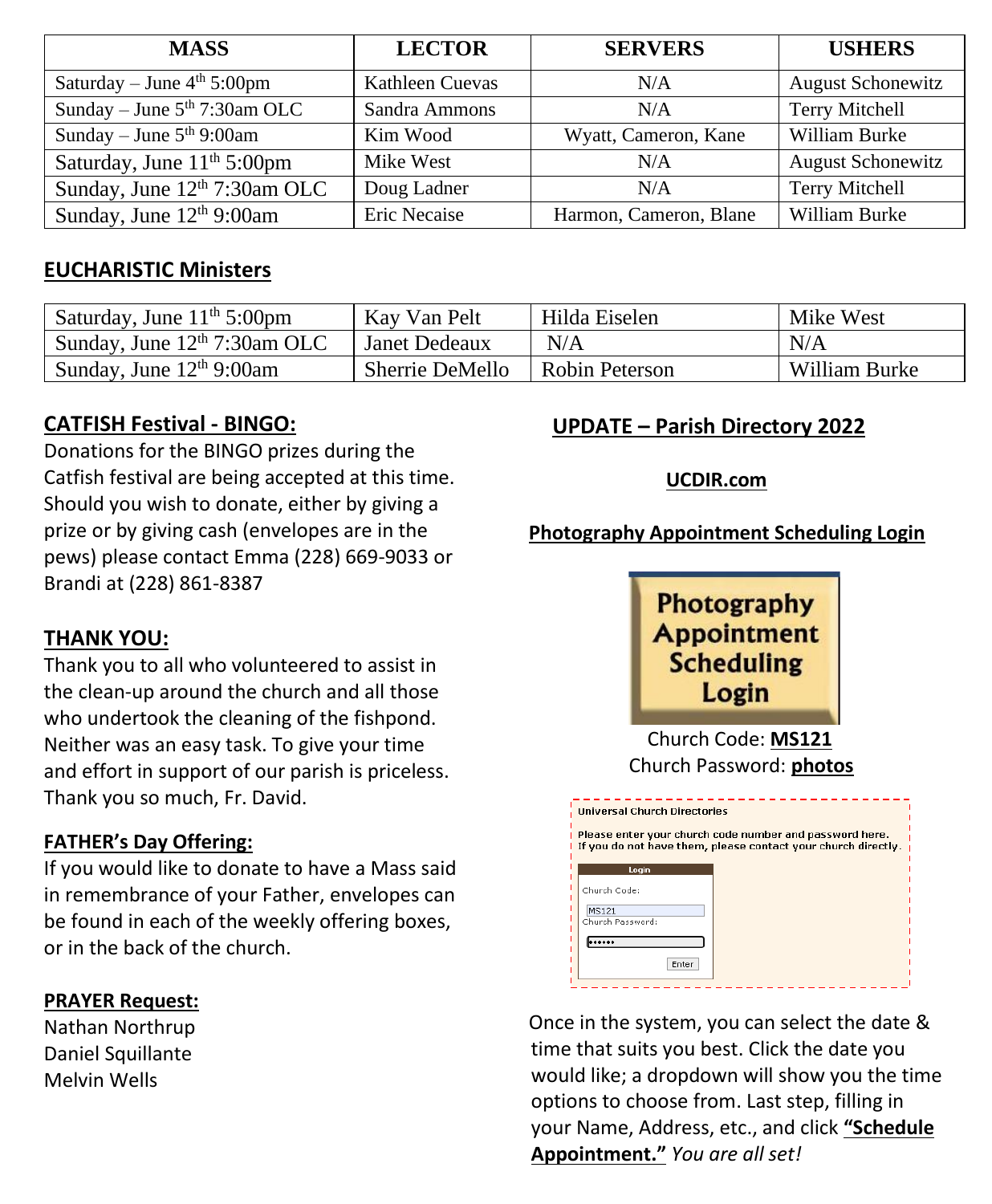| MASS | LECTOR | SERVERS | USHERS |
|---|---|---|---|
| Saturday – June 4th 5:00pm | Kathleen Cuevas | N/A | August Schonewitz |
| Sunday – June 5th 7:30am OLC | Sandra Ammons | N/A | Terry Mitchell |
| Sunday – June 5th 9:00am | Kim Wood | Wyatt, Cameron, Kane | William Burke |
| Saturday, June 11th 5:00pm | Mike West | N/A | August Schonewitz |
| Sunday, June 12th 7:30am OLC | Doug Ladner | N/A | Terry Mitchell |
| Sunday, June 12th 9:00am | Eric Necaise | Harmon, Cameron, Blane | William Burke |

## EUCHARISTIC Ministers

| | | | |
|---|---|---|---|
| Saturday, June 11th 5:00pm | Kay Van Pelt | Hilda Eiselen | Mike West |
| Sunday, June 12th 7:30am OLC | Janet Dedeaux | N/A | N/A |
| Sunday, June 12th 9:00am | Sherrie DeMello | Robin Peterson | William Burke |

## CATFISH Festival - BINGO:

Donations for the BINGO prizes during the Catfish festival are being accepted at this time. Should you wish to donate, either by giving a prize or by giving cash (envelopes are in the pews) please contact Emma (228) 669-9033 or Brandi at (228) 861-8387

## THANK YOU:

Thank you to all who volunteered to assist in the clean-up around the church and all those who undertook the cleaning of the fishpond. Neither was an easy task. To give your time and effort in support of our parish is priceless. Thank you so much, Fr. David.

## FATHER's Day Offering:

If you would like to donate to have a Mass said in remembrance of your Father, envelopes can be found in each of the weekly offering boxes, or in the back of the church.

## PRAYER Request:

Nathan Northrup
Daniel Squillante
Melvin Wells

## UPDATE – Parish Directory 2022

**UCDIR.com**

**Photography Appointment Scheduling Login**

Photography Appointment Scheduling Login

Church Code: **MS121**
Church Password: **photos**

Universal Church Directories

Please enter your church code number and password here. If you do not have them, please contact your church directly.

Login
Church Code: MS121
Church Password: ••••••
Enter

Once in the system, you can select the date & time that suits you best. Click the date you would like; a dropdown will show you the time options to choose from. Last step, filling in your Name, Address, etc., and click **"Schedule Appointment."** *You are all set!*